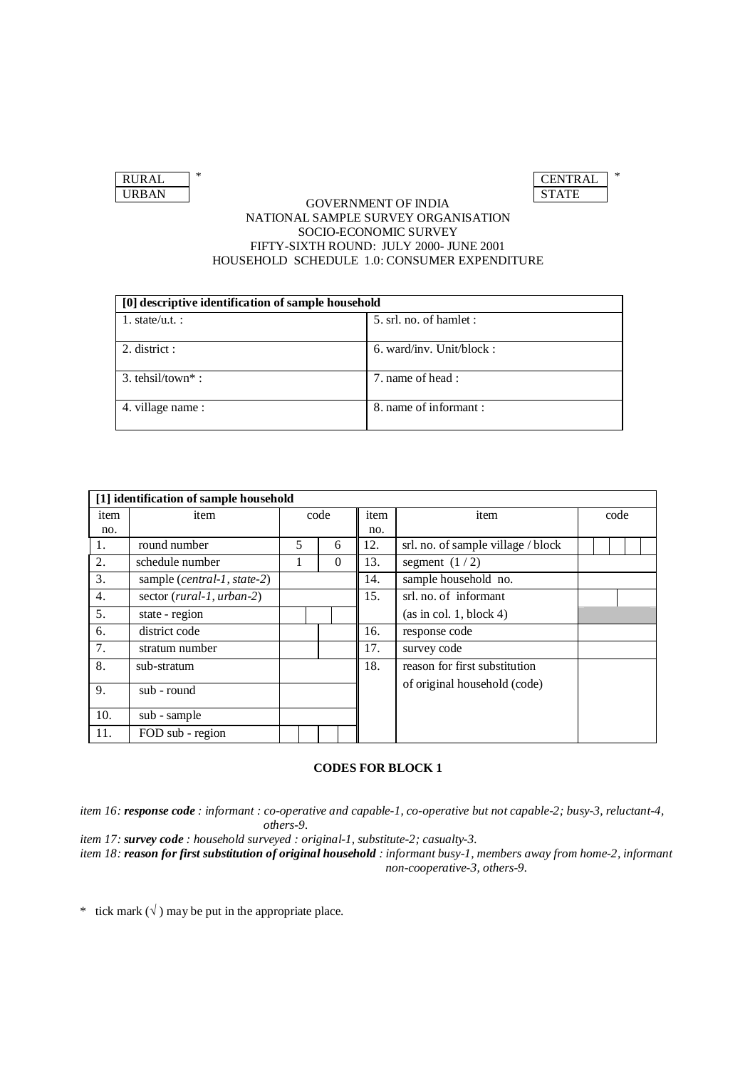| RURAL | * |
|---|---|
| URBAN | |

| CENTRAL | * |
|---|---|
| STATE | |

GOVERNMENT OF INDIA
NATIONAL SAMPLE SURVEY ORGANISATION
SOCIO-ECONOMIC SURVEY
FIFTY-SIXTH ROUND: JULY 2000- JUNE 2001
HOUSEHOLD SCHEDULE 1.0: CONSUMER EXPENDITURE

| [0] descriptive identification of sample household | |
|---|---|
| 1. state/u.t. : | 5. srl. no. of hamlet : |
| 2. district : | 6. ward/inv. Unit/block : |
| 3. tehsil/town* : | 7. name of head : |
| 4. village name : | 8. name of informant : |

| [1] identification of sample household | | | | | |
|---|---|---|---|---|---|
| item no. | item | code | item no. | item | code |
| 1. | round number | 5 6 | 12. | srl. no. of sample village / block | |
| 2. | schedule number | 1 0 | 13. | segment (1 / 2) | |
| 3. | sample (*central-1, state-2*) | | 14. | sample household no. | |
| 4. | sector (*rural-1, urban-2*) | | 15. | srl. no. of informant (as in col. 1, block 4) | |
| 5. | state - region | | | | |
| 6. | district code | | 16. | response code | |
| 7. | stratum number | | 17. | survey code | |
| 8. | sub-stratum | | 18. | reason for first substitution of original household (code) | |
| 9. | sub - round | | | | |
| 10. | sub - sample | | | | |
| 11. | FOD sub - region | | | | |

**CODES FOR BLOCK 1**

*item 16: **response code** : informant : co-operative and capable-1, co-operative but not capable-2; busy-3, reluctant-4, others-9.*

*item 17: **survey code** : household surveyed : original-1, substitute-2; casualty-3.*

*item 18: **reason for first substitution of original household** : informant busy-1, members away from home-2, informant non-cooperative-3, others-9.*

\* tick mark (√) may be put in the appropriate place.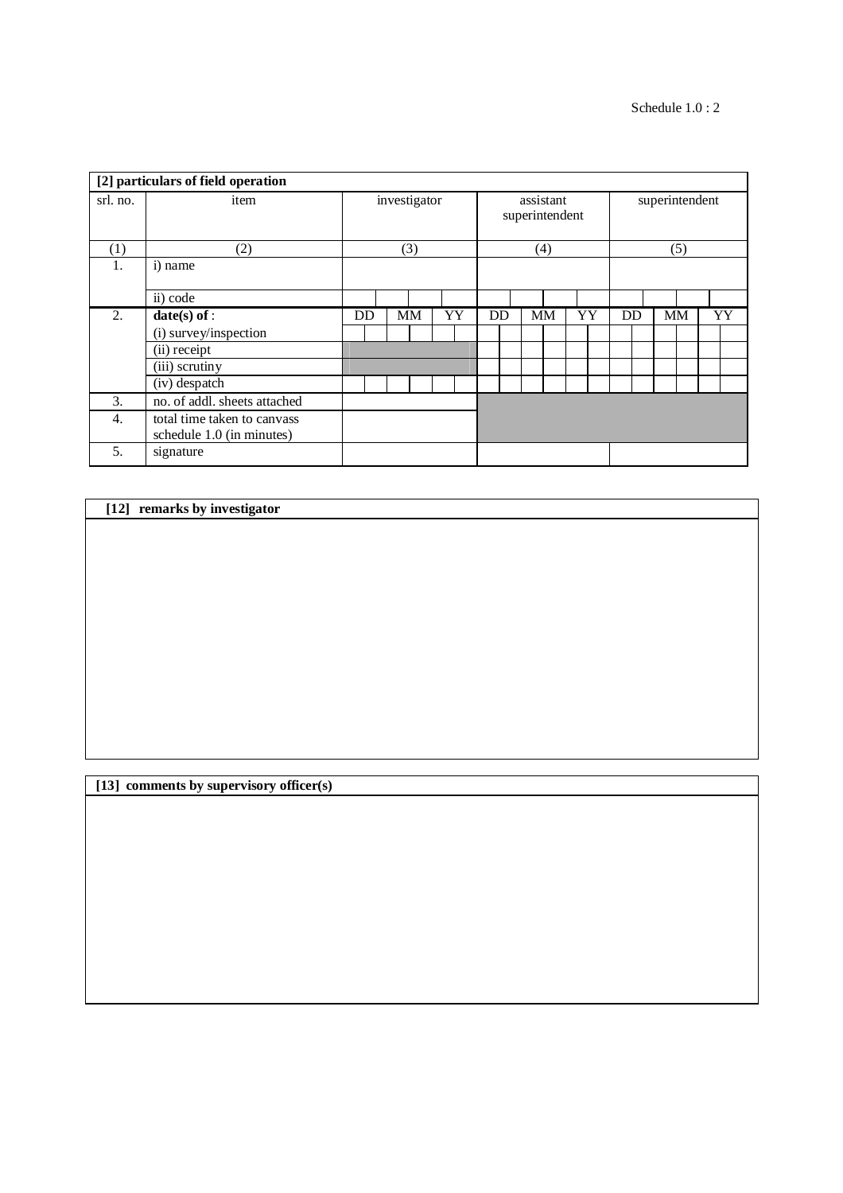**[2] particulars of field operation**

| srl. no. | item | investigator | | | | | | assistant superintendent | | | | | | superintendent | | | | | |
|---|---|---|---|---|---|---|---|---|---|---|---|---|---|---|---|---|---|---|---|
| (1) | (2) | (3) | | | | | | (4) | | | | | | (5) | | | | | |
| 1. | i) name | | | | | | | | | | | | | | | | | | |
| | ii) code | | | | | | | | | | | | | | | | | | |
| 2. | **date(s) of** : | DD | | MM | | YY | | DD | | MM | | YY | | DD | | MM | | YY | |
| | (i) survey/inspection | | | | | | | | | | | | | | | | | | |
| | (ii) receipt | | | | | | | | | | | | | | | | | | |
| | (iii) scrutiny | | | | | | | | | | | | | | | | | | |
| | (iv) despatch | | | | | | | | | | | | | | | | | | |
| 3. | no. of addl. sheets attached | | | | | | | | | | | | | | | | | | |
| 4. | total time taken to canvass schedule 1.0 (in minutes) | | | | | | | | | | | | | | | | | | |
| 5. | signature | | | | | | | | | | | | | | | | | | |

**[12] remarks by investigator**

**[13] comments by supervisory officer(s)**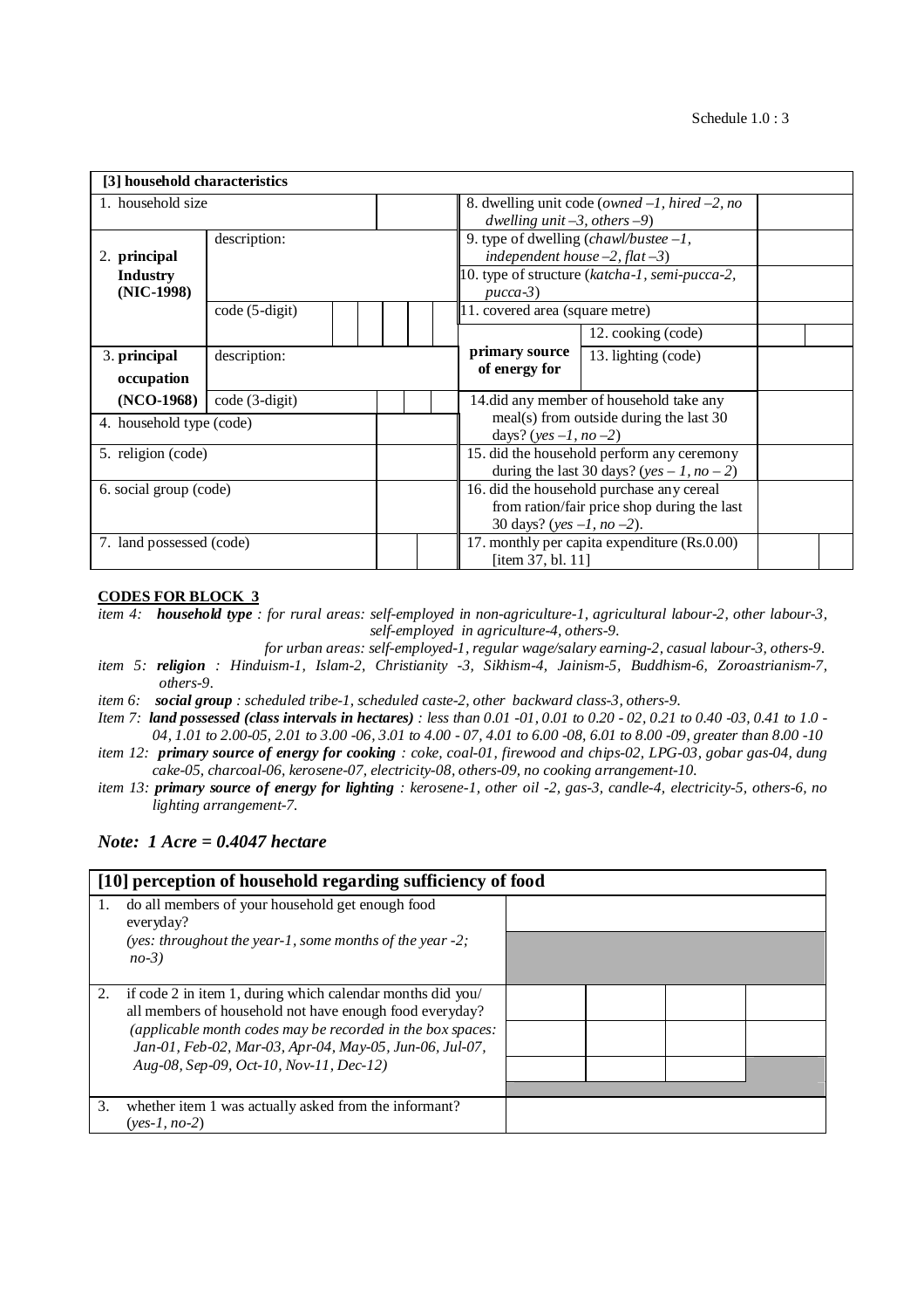## [3] household characteristics

| | | | | | | |
|---|---|---|---|---|---|---|
| 1. household size | | | 8. dwelling unit code (*owned –1, hired –2, no dwelling unit –3, others –9*) | | | |
| 2. **principal Industry (NIC-1998)** | description: | | 9. type of dwelling (*chawl/bustee –1, independent house –2, flat –3*) | | | |
| | | | 10. type of structure (*katcha-1, semi-pucca-2, pucca-3*) | | | |
| | code (5-digit) | | 11. covered area (square metre) | | | |
| 3. **principal occupation (NCO-1968)** | description: | | **primary source of energy for** | 12. cooking (code) | | |
| | | | | 13. lighting (code) | | |
| | code (3-digit) | | 14. did any member of household take any meal(s) from outside during the last 30 days? (*yes –1, no –2*) | | | |
| 4. household type (code) | | | | | | |
| 5. religion (code) | | | 15. did the household perform any ceremony during the last 30 days? (*yes – 1, no – 2*) | | | |
| 6. social group (code) | | | 16. did the household purchase any cereal from ration/fair price shop during the last 30 days? (*yes –1, no –2*). | | | |
| 7. land possessed (code) | | | 17. monthly per capita expenditure (Rs.0.00) [item 37, bl. 11] | | | |

**CODES FOR BLOCK 3**

*item 4:* ***household type*** *: for rural areas: self-employed in non-agriculture-1, agricultural labour-2, other labour-3, self-employed in agriculture-4, others-9.*

*for urban areas: self-employed-1, regular wage/salary earning-2, casual labour-3, others-9.*

*item 5:* ***religion*** *: Hinduism-1, Islam-2, Christianity -3, Sikhism-4, Jainism-5, Buddhism-6, Zoroastrianism-7, others-9.*

*item 6:* ***social group*** *: scheduled tribe-1, scheduled caste-2, other backward class-3, others-9.*

*Item 7:* ***land possessed (class intervals in hectares)*** *: less than 0.01 -01, 0.01 to 0.20 - 02, 0.21 to 0.40 -03, 0.41 to 1.0 - 04, 1.01 to 2.00-05, 2.01 to 3.00 -06, 3.01 to 4.00 - 07, 4.01 to 6.00 -08, 6.01 to 8.00 -09, greater than 8.00 -10*

*item 12:* ***primary source of energy for cooking*** *: coke, coal-01, firewood and chips-02, LPG-03, gobar gas-04, dung cake-05, charcoal-06, kerosene-07, electricity-08, others-09, no cooking arrangement-10.*

*item 13:* ***primary source of energy for lighting*** *: kerosene-1, other oil -2, gas-3, candle-4, electricity-5, others-6, no lighting arrangement-7.*

***Note: 1 Acre = 0.4047 hectare***

## [10] perception of household regarding sufficiency of food

| | | | | | |
|---|---|---|---|---|---|
| 1. | do all members of your household get enough food everyday? (*yes: throughout the year-1, some months of the year -2; no-3*) | | | | |
| 2. | if code 2 in item 1, during which calendar months did you/ all members of household not have enough food everyday? (*applicable month codes may be recorded in the box spaces: Jan-01, Feb-02, Mar-03, Apr-04, May-05, Jun-06, Jul-07, Aug-08, Sep-09, Oct-10, Nov-11, Dec-12*) | | | | |
| 3. | whether item 1 was actually asked from the informant? (*yes-1, no-2*) | | | | |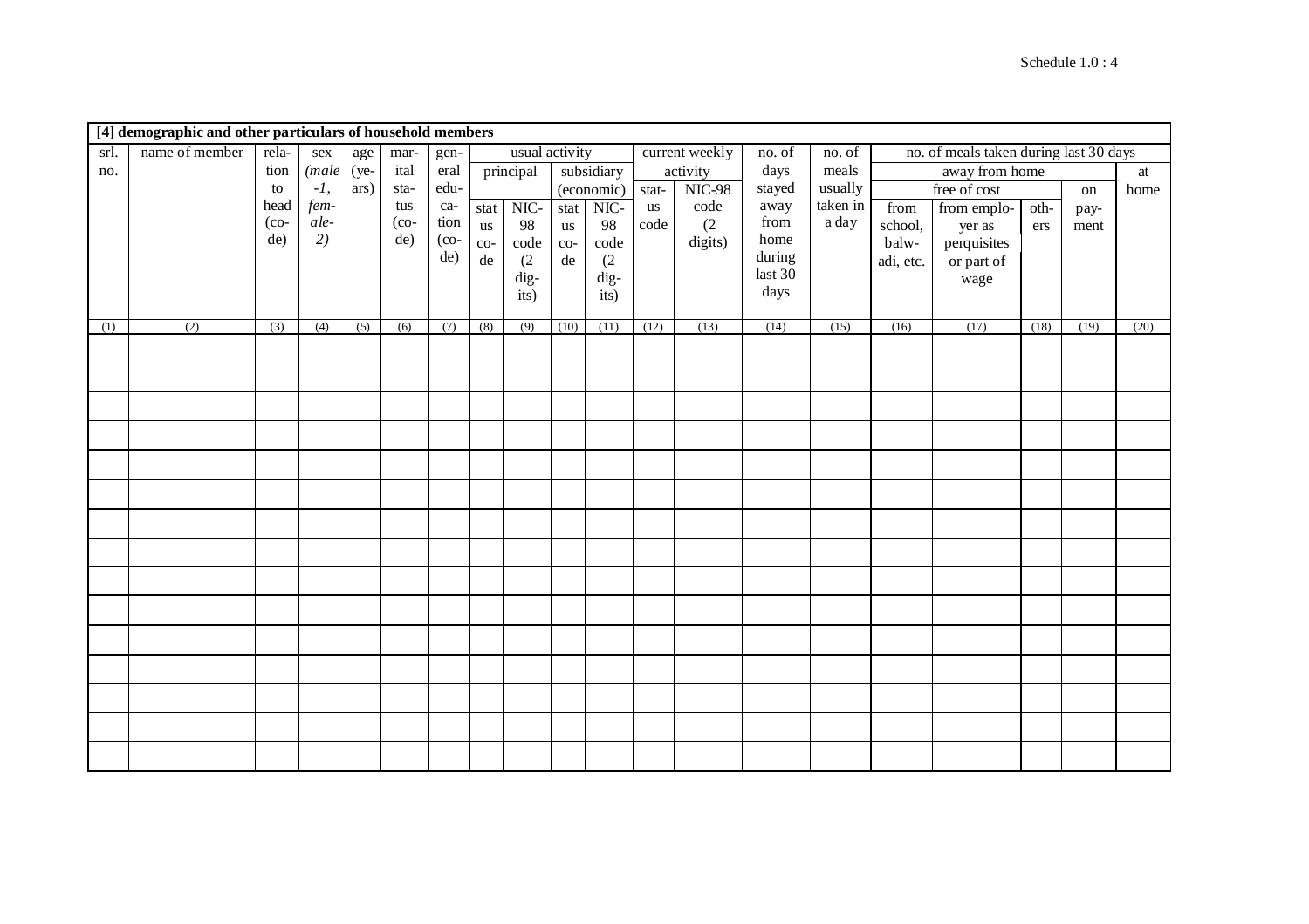**[4] demographic and other particulars of household members**

| srl. no. | name of member | relation to head (code) | sex (*male-1, female-2*) | age (years) | marital status (code) | general education (code) | usual activity | | | | current weekly activity | | no. of days stayed away from home during last 30 days | no. of meals usually taken in a day | no. of meals taken during last 30 days | | | | |
|---|---|---|---|---|---|---|---|---|---|---|---|---|---|---|---|---|---|---|---|
| | | | | | | | principal | | subsidiary (economic) | | | | | | away from home | | | | at home |
| | | | | | | | | | | | | | | | free of cost | | | on payment | |
| | | | | | | | status code | NIC-98 code (2 digits) | status code | NIC-98 code (2 digits) | status code | NIC-98 code (2 digits) | | | from school, balwadi, etc. | from employer as perquisites or part of wage | others | | |
| (1) | (2) | (3) | (4) | (5) | (6) | (7) | (8) | (9) | (10) | (11) | (12) | (13) | (14) | (15) | (16) | (17) | (18) | (19) | (20) |
| | | | | | | | | | | | | | | | | | | | |
| | | | | | | | | | | | | | | | | | | | |
| | | | | | | | | | | | | | | | | | | | |
| | | | | | | | | | | | | | | | | | | | |
| | | | | | | | | | | | | | | | | | | | |
| | | | | | | | | | | | | | | | | | | | |
| | | | | | | | | | | | | | | | | | | | |
| | | | | | | | | | | | | | | | | | | | |
| | | | | | | | | | | | | | | | | | | | |
| | | | | | | | | | | | | | | | | | | | |
| | | | | | | | | | | | | | | | | | | | |
| | | | | | | | | | | | | | | | | | | | |
| | | | | | | | | | | | | | | | | | | | |
| | | | | | | | | | | | | | | | | | | | |
| | | | | | | | | | | | | | | | | | | | |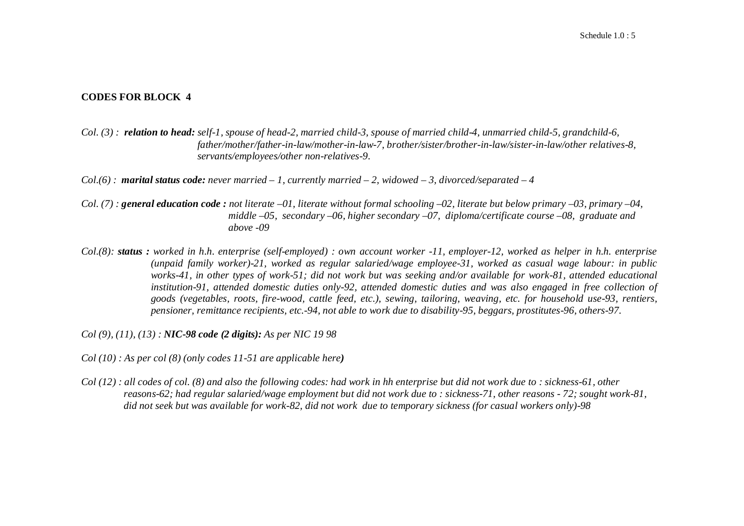**CODES FOR BLOCK 4**

*Col. (3) : **relation to head:** self-1, spouse of head-2, married child-3, spouse of married child-4, unmarried child-5, grandchild-6, father/mother/father-in-law/mother-in-law-7, brother/sister/brother-in-law/sister-in-law/other relatives-8, servants/employees/other non-relatives-9.*

*Col.(6) : **marital status code:** never married – 1, currently married – 2, widowed – 3, divorced/separated – 4*

*Col. (7) : **general education code :** not literate –01, literate without formal schooling –02, literate but below primary –03, primary –04, middle –05, secondary –06, higher secondary –07, diploma/certificate course –08, graduate and above -09*

*Col.(8): **status :** worked in h.h. enterprise (self-employed) : own account worker -11, employer-12, worked as helper in h.h. enterprise (unpaid family worker)-21, worked as regular salaried/wage employee-31, worked as casual wage labour: in public works-41, in other types of work-51; did not work but was seeking and/or available for work-81, attended educational institution-91, attended domestic duties only-92, attended domestic duties and was also engaged in free collection of goods (vegetables, roots, fire-wood, cattle feed, etc.), sewing, tailoring, weaving, etc. for household use-93, rentiers, pensioner, remittance recipients, etc.-94, not able to work due to disability-95, beggars, prostitutes-96, others-97.*

*Col (9), (11), (13) : **NIC-98 code (2 digits):** As per NIC 19 98*

*Col (10) : As per col (8) (only codes 11-51 are applicable here)*

*Col (12) : all codes of col. (8) and also the following codes: had work in hh enterprise but did not work due to : sickness-61, other reasons-62; had regular salaried/wage employment but did not work due to : sickness-71, other reasons - 72; sought work-81, did not seek but was available for work-82, did not work due to temporary sickness (for casual workers only)-98*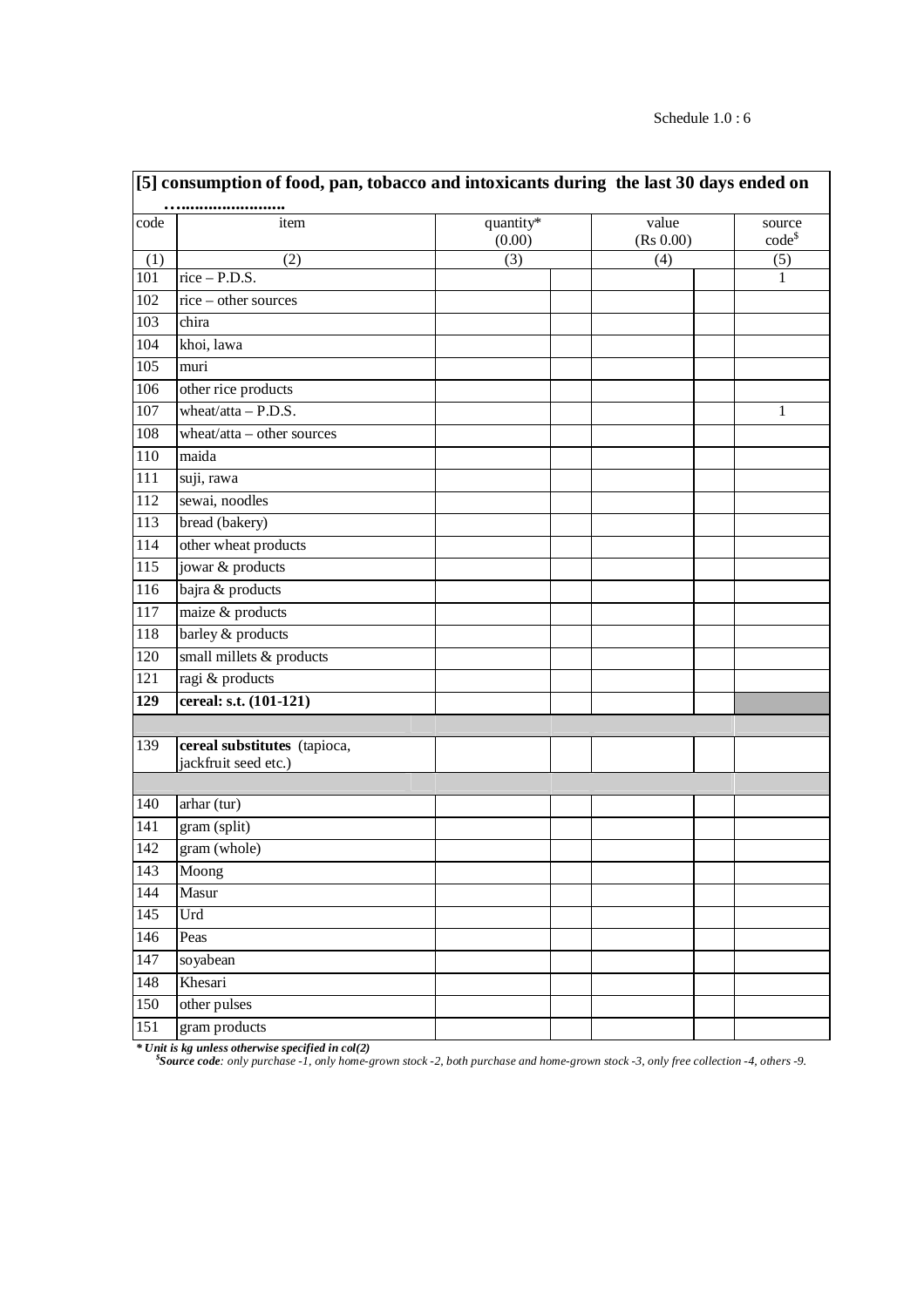Schedule 1.0 : 6

**[5] consumption of food, pan, tobacco and intoxicants during the last 30 days ended on ……......................**

| code | item | quantity* (0.00) | value (Rs 0.00) | source code[$] |
|---|---|---|---|---|
| (1) | (2) | (3) | (4) | (5) |
| 101 | rice – P.D.S. | | | 1 |
| 102 | rice – other sources | | | |
| 103 | chira | | | |
| 104 | khoi, lawa | | | |
| 105 | muri | | | |
| 106 | other rice products | | | |
| 107 | wheat/atta – P.D.S. | | | 1 |
| 108 | wheat/atta – other sources | | | |
| 110 | maida | | | |
| 111 | suji, rawa | | | |
| 112 | sewai, noodles | | | |
| 113 | bread (bakery) | | | |
| 114 | other wheat products | | | |
| 115 | jowar & products | | | |
| 116 | bajra & products | | | |
| 117 | maize & products | | | |
| 118 | barley & products | | | |
| 120 | small millets & products | | | |
| 121 | ragi & products | | | |
| **129** | **cereal: s.t. (101-121)** | | | |
| | | | | |
| 139 | **cereal substitutes** (tapioca, jackfruit seed etc.) | | | |
| | | | | |
| 140 | arhar (tur) | | | |
| 141 | gram (split) | | | |
| 142 | gram (whole) | | | |
| 143 | Moong | | | |
| 144 | Masur | | | |
| 145 | Urd | | | |
| 146 | Peas | | | |
| 147 | soyabean | | | |
| 148 | Khesari | | | |
| 150 | other pulses | | | |
| 151 | gram products | | | |

***\* Unit is kg unless otherwise specified in col(2)***

[$]***Source code**: only purchase -1, only home-grown stock -2, both purchase and home-grown stock -3, only free collection -4, others -9.*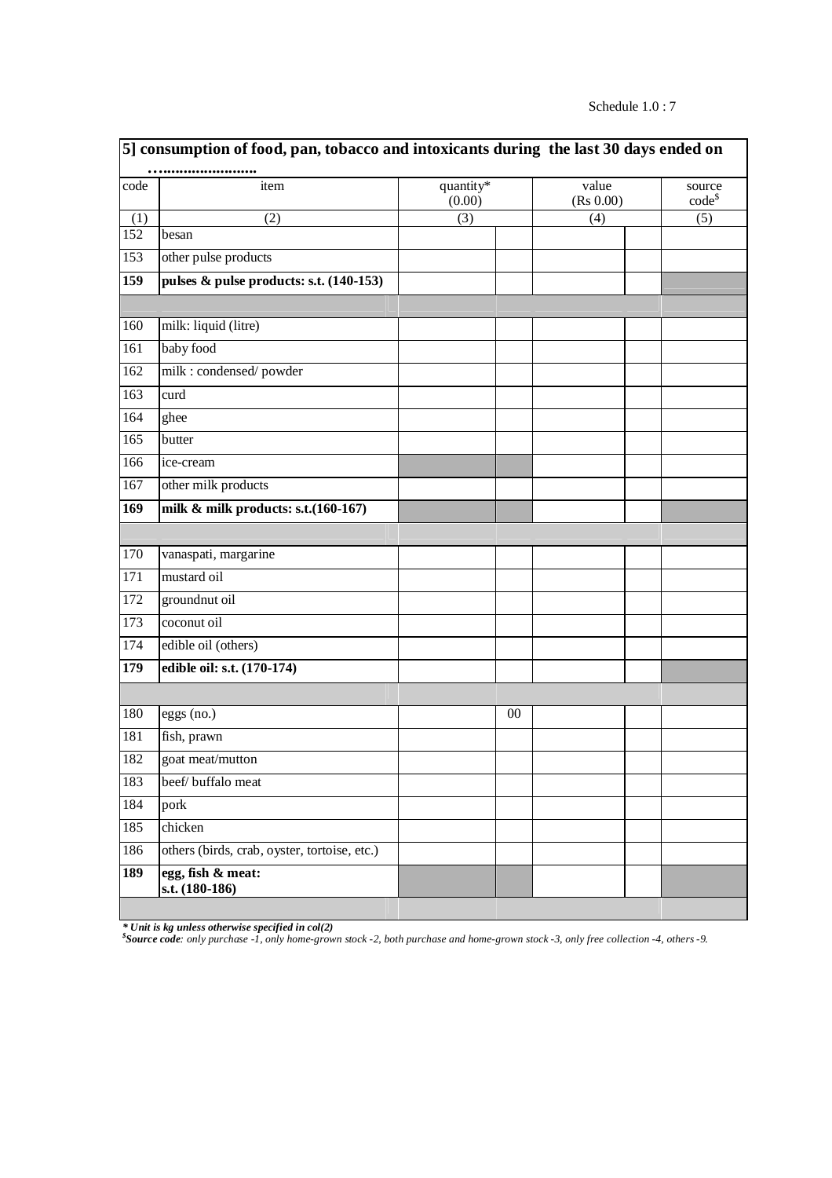## 5] consumption of food, pan, tobacco and intoxicants during the last 30 days ended on ……......................

| code | item | quantity* (0.00) | | value (Rs 0.00) | | source code[$] |
|---|---|---|---|---|---|---|
| (1) | (2) | (3) | | (4) | | (5) |
| 152 | besan | | | | | |
| 153 | other pulse products | | | | | |
| **159** | **pulses & pulse products: s.t. (140-153)** | | | | | |
| | | | | | | |
| 160 | milk: liquid (litre) | | | | | |
| 161 | baby food | | | | | |
| 162 | milk : condensed/ powder | | | | | |
| 163 | curd | | | | | |
| 164 | ghee | | | | | |
| 165 | butter | | | | | |
| 166 | ice-cream | | | | | |
| 167 | other milk products | | | | | |
| **169** | **milk & milk products: s.t.(160-167)** | | | | | |
| | | | | | | |
| 170 | vanaspati, margarine | | | | | |
| 171 | mustard oil | | | | | |
| 172 | groundnut oil | | | | | |
| 173 | coconut oil | | | | | |
| 174 | edible oil (others) | | | | | |
| **179** | **edible oil: s.t. (170-174)** | | | | | |
| | | | | | | |
| 180 | eggs (no.) | | 00 | | | |
| 181 | fish, prawn | | | | | |
| 182 | goat meat/mutton | | | | | |
| 183 | beef/ buffalo meat | | | | | |
| 184 | pork | | | | | |
| 185 | chicken | | | | | |
| 186 | others (birds, crab, oyster, tortoise, etc.) | | | | | |
| **189** | **egg, fish & meat: s.t. (180-186)** | | | | | |
| | | | | | | |

***\* Unit is kg unless otherwise specified in col(2)***

*[$]**Source code**: only purchase -1, only home-grown stock -2, both purchase and home-grown stock -3, only free collection -4, others -9.*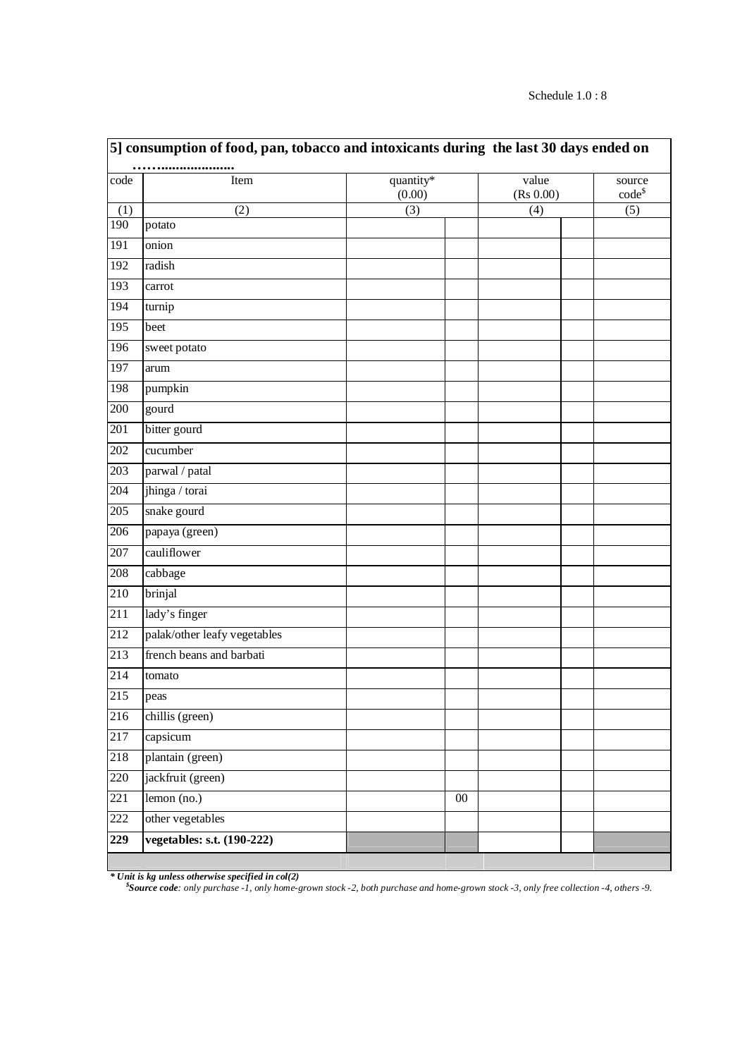Schedule 1.0 : 8

**5] consumption of food, pan, tobacco and intoxicants during the last 30 days ended on ……......................**

| code | Item | quantity* (0.00) | | value (Rs 0.00) | | source code[$] |
|---|---|---|---|---|---|---|
| (1) | (2) | (3) | | (4) | | (5) |
| 190 | potato | | | | | |
| 191 | onion | | | | | |
| 192 | radish | | | | | |
| 193 | carrot | | | | | |
| 194 | turnip | | | | | |
| 195 | beet | | | | | |
| 196 | sweet potato | | | | | |
| 197 | arum | | | | | |
| 198 | pumpkin | | | | | |
| 200 | gourd | | | | | |
| 201 | bitter gourd | | | | | |
| 202 | cucumber | | | | | |
| 203 | parwal / patal | | | | | |
| 204 | jhinga / torai | | | | | |
| 205 | snake gourd | | | | | |
| 206 | papaya (green) | | | | | |
| 207 | cauliflower | | | | | |
| 208 | cabbage | | | | | |
| 210 | brinjal | | | | | |
| 211 | lady's finger | | | | | |
| 212 | palak/other leafy vegetables | | | | | |
| 213 | french beans and barbati | | | | | |
| 214 | tomato | | | | | |
| 215 | peas | | | | | |
| 216 | chillis (green) | | | | | |
| 217 | capsicum | | | | | |
| 218 | plantain (green) | | | | | |
| 220 | jackfruit (green) | | | | | |
| 221 | lemon (no.) | | 00 | | | |
| 222 | other vegetables | | | | | |
| **229** | **vegetables: s.t. (190-222)** | | | | | |

***** *Unit is kg unless otherwise specified in col(2)*

[$] ***Source code**: only purchase -1, only home-grown stock -2, both purchase and home-grown stock -3, only free collection -4, others -9.*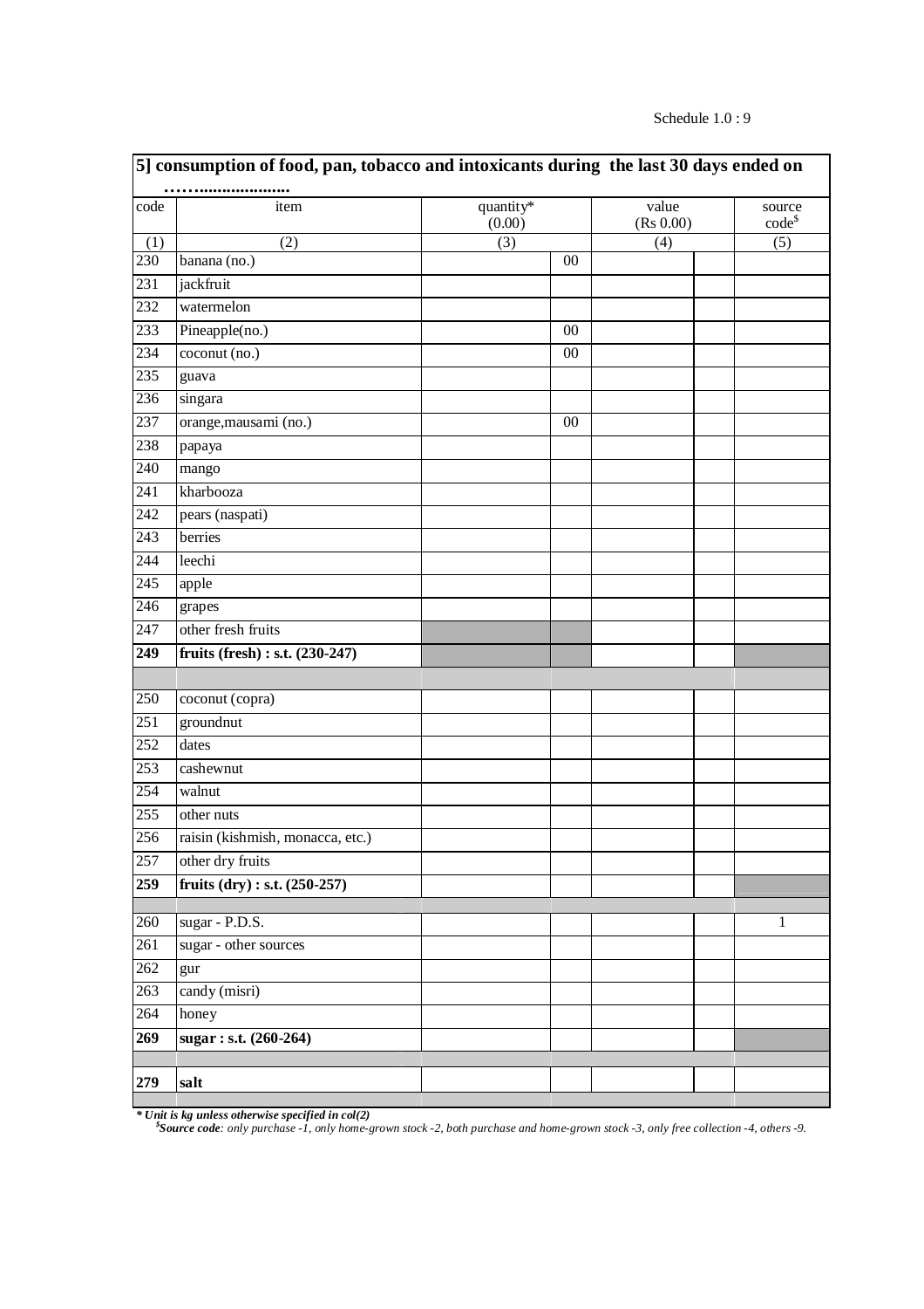Schedule 1.0 : 9

**5] consumption of food, pan, tobacco and intoxicants during the last 30 days ended on ……....................**

| code | item | quantity* (0.00) | | value (Rs 0.00) | | source code$ |
|---|---|---|---|---|---|---|
| (1) | (2) | (3) | | (4) | | (5) |
| 230 | banana (no.) | | 00 | | | |
| 231 | jackfruit | | | | | |
| 232 | watermelon | | | | | |
| 233 | Pineapple(no.) | | 00 | | | |
| 234 | coconut (no.) | | 00 | | | |
| 235 | guava | | | | | |
| 236 | singara | | | | | |
| 237 | orange,mausami (no.) | | 00 | | | |
| 238 | papaya | | | | | |
| 240 | mango | | | | | |
| 241 | kharbooza | | | | | |
| 242 | pears (naspati) | | | | | |
| 243 | berries | | | | | |
| 244 | leechi | | | | | |
| 245 | apple | | | | | |
| 246 | grapes | | | | | |
| 247 | other fresh fruits | | | | | |
| **249** | **fruits (fresh) : s.t. (230-247)** | | | | | |
| | | | | | | |
| 250 | coconut (copra) | | | | | |
| 251 | groundnut | | | | | |
| 252 | dates | | | | | |
| 253 | cashewnut | | | | | |
| 254 | walnut | | | | | |
| 255 | other nuts | | | | | |
| 256 | raisin (kishmish, monacca, etc.) | | | | | |
| 257 | other dry fruits | | | | | |
| **259** | **fruits (dry) : s.t. (250-257)** | | | | | |
| | | | | | | |
| 260 | sugar - P.D.S. | | | | | 1 |
| 261 | sugar - other sources | | | | | |
| 262 | gur | | | | | |
| 263 | candy (misri) | | | | | |
| 264 | honey | | | | | |
| **269** | **sugar : s.t. (260-264)** | | | | | |
| | | | | | | |
| **279** | **salt** | | | | | |

***** *Unit is kg unless otherwise specified in col(2)*

$ ***Source code**: only purchase -1, only home-grown stock -2, both purchase and home-grown stock -3, only free collection -4, others -9.*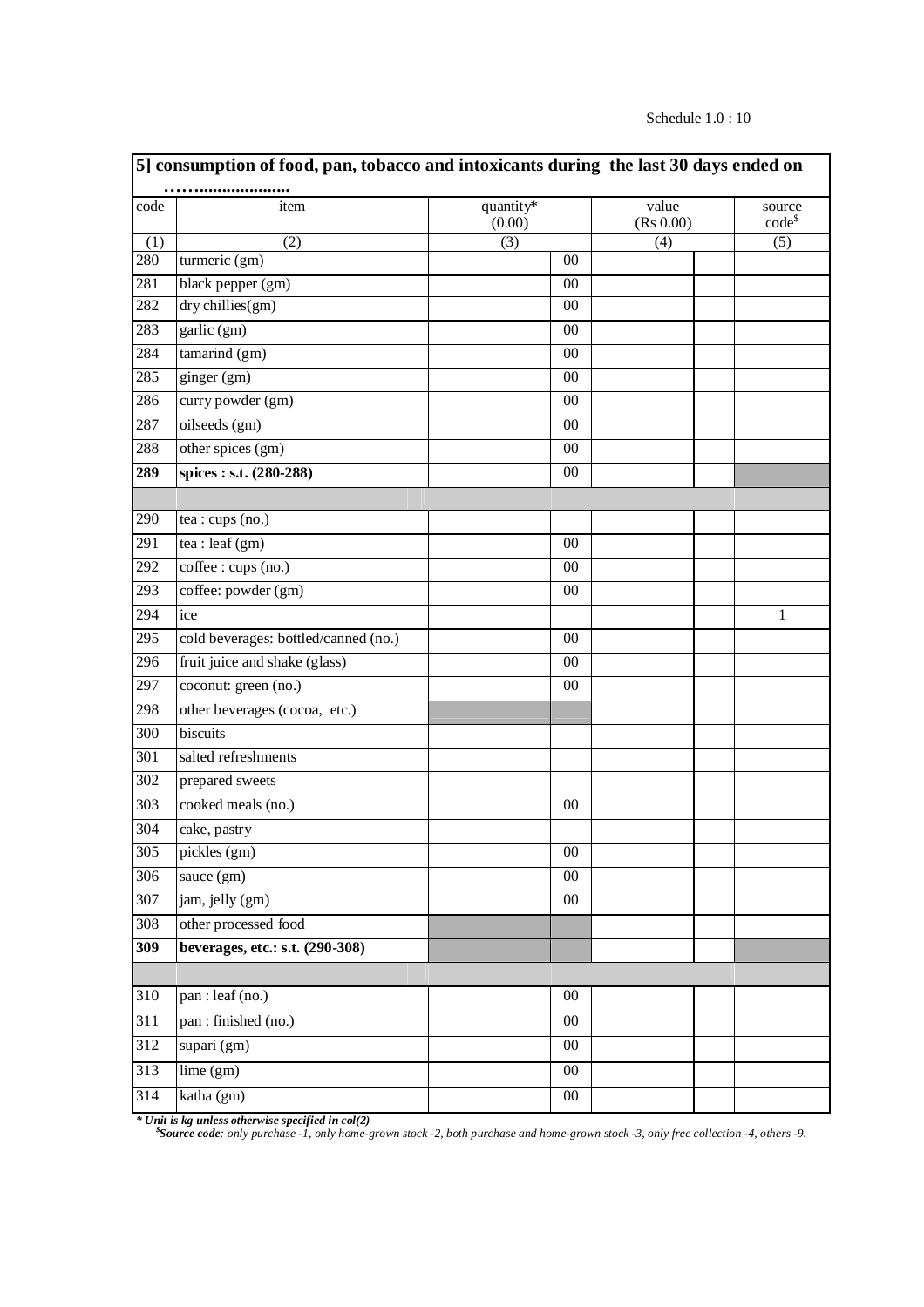Schedule 1.0 : 10

| **5] consumption of food, pan, tobacco and intoxicants during the last 30 days ended on ……....................** | | | | | | |
|---|---|---|---|---|---|---|
| code | item | quantity* (0.00) | | value (Rs 0.00) | | source code$ |
| (1) | (2) | (3) | | (4) | | (5) |
| 280 | turmeric (gm) | | 00 | | | |
| 281 | black pepper (gm) | | 00 | | | |
| 282 | dry chillies(gm) | | 00 | | | |
| 283 | garlic (gm) | | 00 | | | |
| 284 | tamarind (gm) | | 00 | | | |
| 285 | ginger (gm) | | 00 | | | |
| 286 | curry powder (gm) | | 00 | | | |
| 287 | oilseeds (gm) | | 00 | | | |
| 288 | other spices (gm) | | 00 | | | |
| **289** | **spices : s.t. (280-288)** | | 00 | | | |
| | | | | | | |
| 290 | tea : cups (no.) | | | | | |
| 291 | tea : leaf (gm) | | 00 | | | |
| 292 | coffee : cups (no.) | | 00 | | | |
| 293 | coffee: powder (gm) | | 00 | | | |
| 294 | ice | | | | | 1 |
| 295 | cold beverages: bottled/canned (no.) | | 00 | | | |
| 296 | fruit juice and shake (glass) | | 00 | | | |
| 297 | coconut: green (no.) | | 00 | | | |
| 298 | other beverages (cocoa, etc.) | | | | | |
| 300 | biscuits | | | | | |
| 301 | salted refreshments | | | | | |
| 302 | prepared sweets | | | | | |
| 303 | cooked meals (no.) | | 00 | | | |
| 304 | cake, pastry | | | | | |
| 305 | pickles (gm) | | 00 | | | |
| 306 | sauce (gm) | | 00 | | | |
| 307 | jam, jelly (gm) | | 00 | | | |
| 308 | other processed food | | | | | |
| **309** | **beverages, etc.: s.t. (290-308)** | | | | | |
| | | | | | | |
| 310 | pan : leaf (no.) | | 00 | | | |
| 311 | pan : finished (no.) | | 00 | | | |
| 312 | supari (gm) | | 00 | | | |
| 313 | lime (gm) | | 00 | | | |
| 314 | katha (gm) | | 00 | | | |

***** *Unit is kg unless otherwise specified in col(2)*

$ ***Source code****: only purchase -1, only home-grown stock -2, both purchase and home-grown stock -3, only free collection -4, others -9.*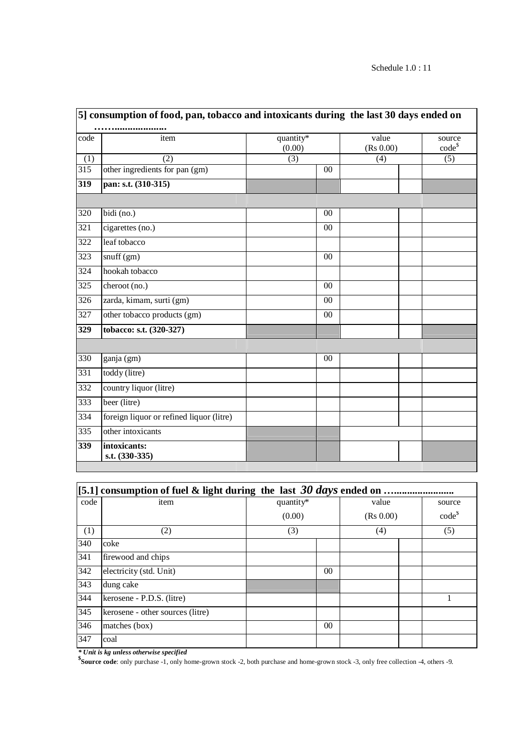| 5] consumption of food, pan, tobacco and intoxicants during the last 30 days ended on ……................... | | | | | | |
|---|---|---|---|---|---|---|
| code | item | quantity* (0.00) | | value (Rs 0.00) | | source code[$] |
| (1) | (2) | (3) | | (4) | | (5) |
| 315 | other ingredients for pan (gm) | | 00 | | | |
| **319** | **pan: s.t. (310-315)** | | | | | |
| | | | | | | |
| 320 | bidi (no.) | | 00 | | | |
| 321 | cigarettes (no.) | | 00 | | | |
| 322 | leaf tobacco | | | | | |
| 323 | snuff (gm) | | 00 | | | |
| 324 | hookah tobacco | | | | | |
| 325 | cheroot (no.) | | 00 | | | |
| 326 | zarda, kimam, surti (gm) | | 00 | | | |
| 327 | other tobacco products (gm) | | 00 | | | |
| **329** | **tobacco: s.t. (320-327)** | | | | | |
| | | | | | | |
| 330 | ganja (gm) | | 00 | | | |
| 331 | toddy (litre) | | | | | |
| 332 | country liquor (litre) | | | | | |
| 333 | beer (litre) | | | | | |
| 334 | foreign liquor or refined liquor (litre) | | | | | |
| 335 | other intoxicants | | | | | |
| **339** | **intoxicants: s.t. (330-335)** | | | | | |

| [5.1] consumption of fuel & light during the last *30 days* ended on ……..................... | | | | | | |
|---|---|---|---|---|---|---|
| code | item | quantity* (0.00) | | value (Rs 0.00) | | source code[$] |
| (1) | (2) | (3) | | (4) | | (5) |
| 340 | coke | | | | | |
| 341 | firewood and chips | | | | | |
| 342 | electricity (std. Unit) | | 00 | | | |
| 343 | dung cake | | | | | |
| 344 | kerosene - P.D.S. (litre) | | | | | 1 |
| 345 | kerosene - other sources (litre) | | | | | |
| 346 | matches (box) | | 00 | | | |
| 347 | coal | | | | | |

***** *Unit is kg unless otherwise specified*

[$]**Source code**: only purchase -1, only home-grown stock -2, both purchase and home-grown stock -3, only free collection -4, others -9.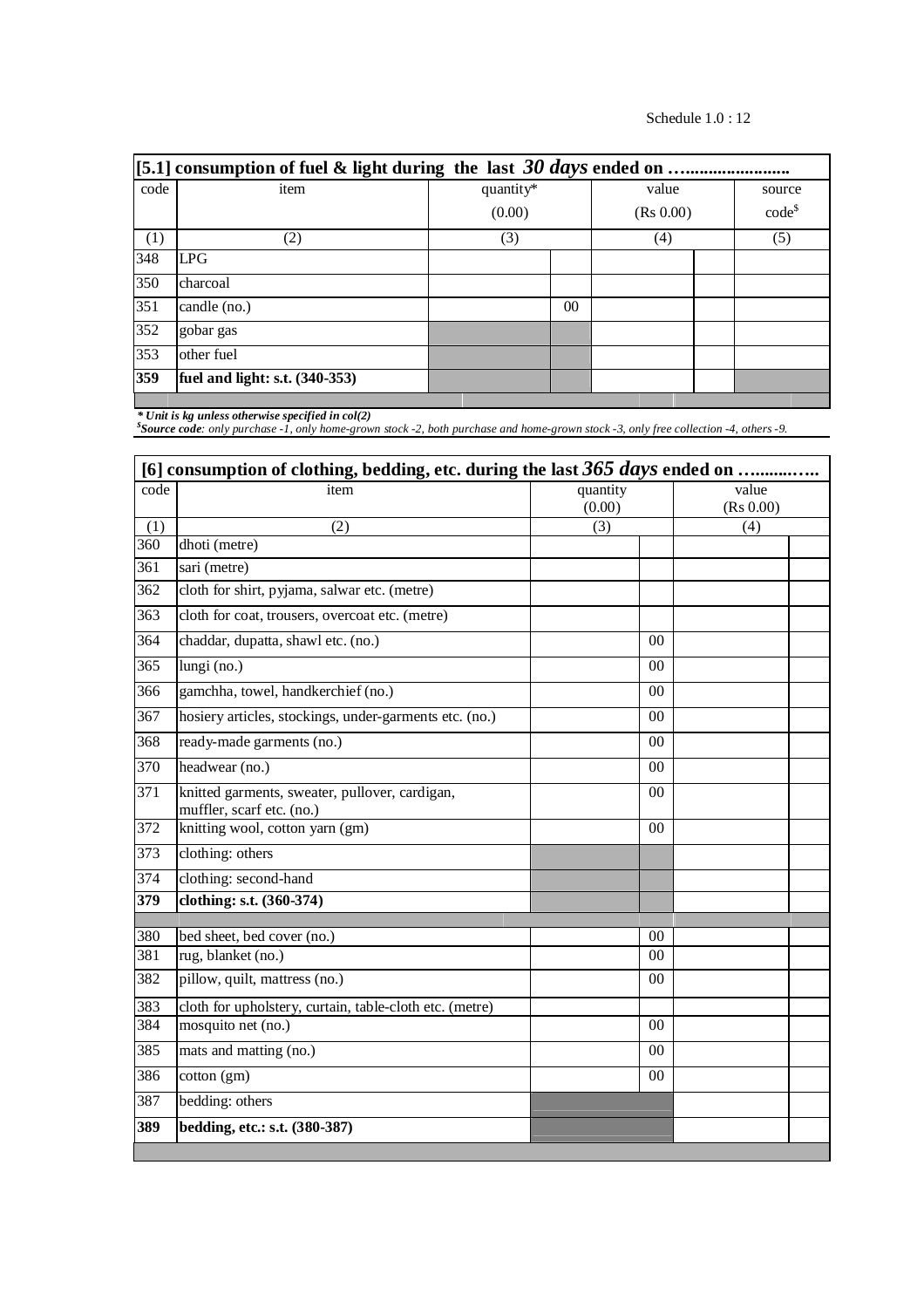Schedule 1.0 : 12

| [5.1] consumption of fuel & light during the last *30 days* ended on ……………………. | | | | | | |
|---|---|---|---|---|---|---|
| code | item | quantity* (0.00) | | value (Rs 0.00) | | source code$ |
| (1) | (2) | (3) | | (4) | | (5) |
| 348 | LPG | | | | | |
| 350 | charcoal | | | | | |
| 351 | candle (no.) | | 00 | | | |
| 352 | gobar gas | | | | | |
| 353 | other fuel | | | | | |
| **359** | **fuel and light: s.t. (340-353)** | | | | | |

***** *Unit is kg unless otherwise specified in col(2)*

*$Source code: only purchase -1, only home-grown stock -2, both purchase and home-grown stock -3, only free collection -4, others -9.*

| [6] consumption of clothing, bedding, etc. during the last *365 days* ended on …………. | | | | | |
|---|---|---|---|---|---|
| code | item | quantity (0.00) | | value (Rs 0.00) | |
| (1) | (2) | (3) | | (4) | |
| 360 | dhoti (metre) | | | | |
| 361 | sari (metre) | | | | |
| 362 | cloth for shirt, pyjama, salwar etc. (metre) | | | | |
| 363 | cloth for coat, trousers, overcoat etc. (metre) | | | | |
| 364 | chaddar, dupatta, shawl etc. (no.) | | 00 | | |
| 365 | lungi (no.) | | 00 | | |
| 366 | gamchha, towel, handkerchief (no.) | | 00 | | |
| 367 | hosiery articles, stockings, under-garments etc. (no.) | | 00 | | |
| 368 | ready-made garments (no.) | | 00 | | |
| 370 | headwear (no.) | | 00 | | |
| 371 | knitted garments, sweater, pullover, cardigan, muffler, scarf etc. (no.) | | 00 | | |
| 372 | knitting wool, cotton yarn (gm) | | 00 | | |
| 373 | clothing: others | | | | |
| 374 | clothing: second-hand | | | | |
| **379** | **clothing: s.t. (360-374)** | | | | |
| | | | | | |
| 380 | bed sheet, bed cover (no.) | | 00 | | |
| 381 | rug, blanket (no.) | | 00 | | |
| 382 | pillow, quilt, mattress (no.) | | 00 | | |
| 383 | cloth for upholstery, curtain, table-cloth etc. (metre) | | | | |
| 384 | mosquito net (no.) | | 00 | | |
| 385 | mats and matting (no.) | | 00 | | |
| 386 | cotton (gm) | | 00 | | |
| 387 | bedding: others | | | | |
| **389** | **bedding, etc.: s.t. (380-387)** | | | | |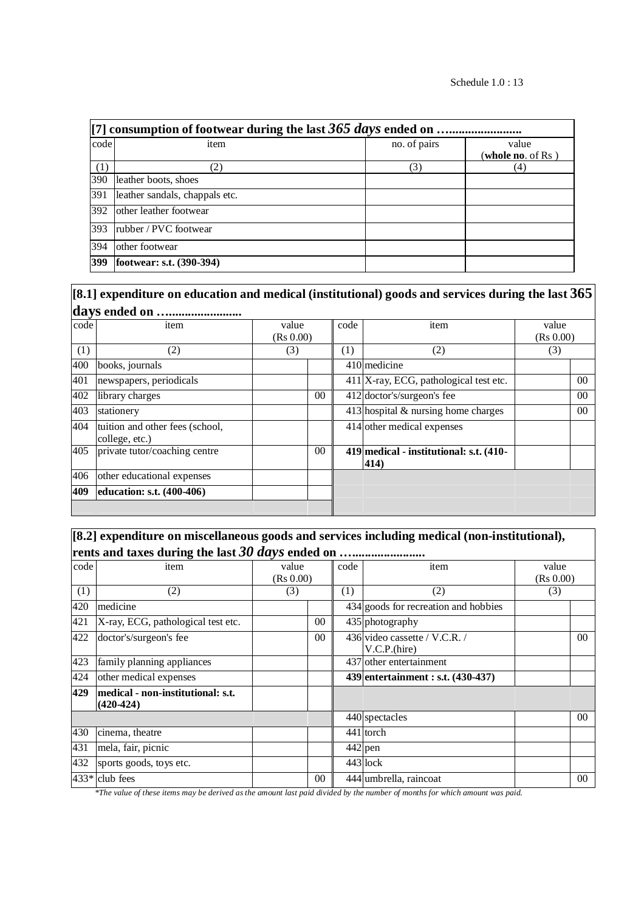Schedule 1.0 : 13

**[7] consumption of footwear during the last *365 days* ended on …......................**

| code | item | no. of pairs | value (**whole no**. of Rs ) |
|---|---|---|---|
| (1) | (2) | (3) | (4) |
| 390 | leather boots, shoes | | |
| 391 | leather sandals, chappals etc. | | |
| 392 | other leather footwear | | |
| 393 | rubber / PVC footwear | | |
| 394 | other footwear | | |
| **399** | **footwear: s.t. (390-394)** | | |

**[8.1] expenditure on education and medical (institutional) goods and services during the last 365 days ended on …......................**

| code | item | value (Rs 0.00) | | code | item | value (Rs 0.00) | |
|---|---|---|---|---|---|---|---|
| (1) | (2) | (3) | | (1) | (2) | (3) | |
| 400 | books, journals | | | 410 | medicine | | |
| 401 | newspapers, periodicals | | | 411 | X-ray, ECG, pathological test etc. | | 00 |
| 402 | library charges | | 00 | 412 | doctor's/surgeon's fee | | 00 |
| 403 | stationery | | | 413 | hospital & nursing home charges | | 00 |
| 404 | tuition and other fees (school, college, etc.) | | | 414 | other medical expenses | | |
| 405 | private tutor/coaching centre | | 00 | **419** | **medical - institutional: s.t. (410-414)** | | |
| 406 | other educational expenses | | | | | | |
| **409** | **education: s.t. (400-406)** | | | | | | |

**[8.2] expenditure on miscellaneous goods and services including medical (non-institutional), rents and taxes during the last *30 days* ended on …......................**

| code | item | value (Rs 0.00) | | code | item | value (Rs 0.00) | |
|---|---|---|---|---|---|---|---|
| (1) | (2) | (3) | | (1) | (2) | (3) | |
| 420 | medicine | | | 434 | goods for recreation and hobbies | | |
| 421 | X-ray, ECG, pathological test etc. | | 00 | 435 | photography | | |
| 422 | doctor's/surgeon's fee | | 00 | 436 | video cassette / V.C.R. / V.C.P.(hire) | | 00 |
| 423 | family planning appliances | | | 437 | other entertainment | | |
| 424 | other medical expenses | | | **439** | **entertainment : s.t. (430-437)** | | |
| **429** | **medical - non-institutional: s.t. (420-424)** | | | | | | |
| | | | | 440 | spectacles | | 00 |
| 430 | cinema, theatre | | | 441 | torch | | |
| 431 | mela, fair, picnic | | | 442 | pen | | |
| 432 | sports goods, toys etc. | | | 443 | lock | | |
| 433* | club fees | | 00 | 444 | umbrella, raincoat | | 00 |

*\*The value of these items may be derived as the amount last paid divided by the number of months for which amount was paid.*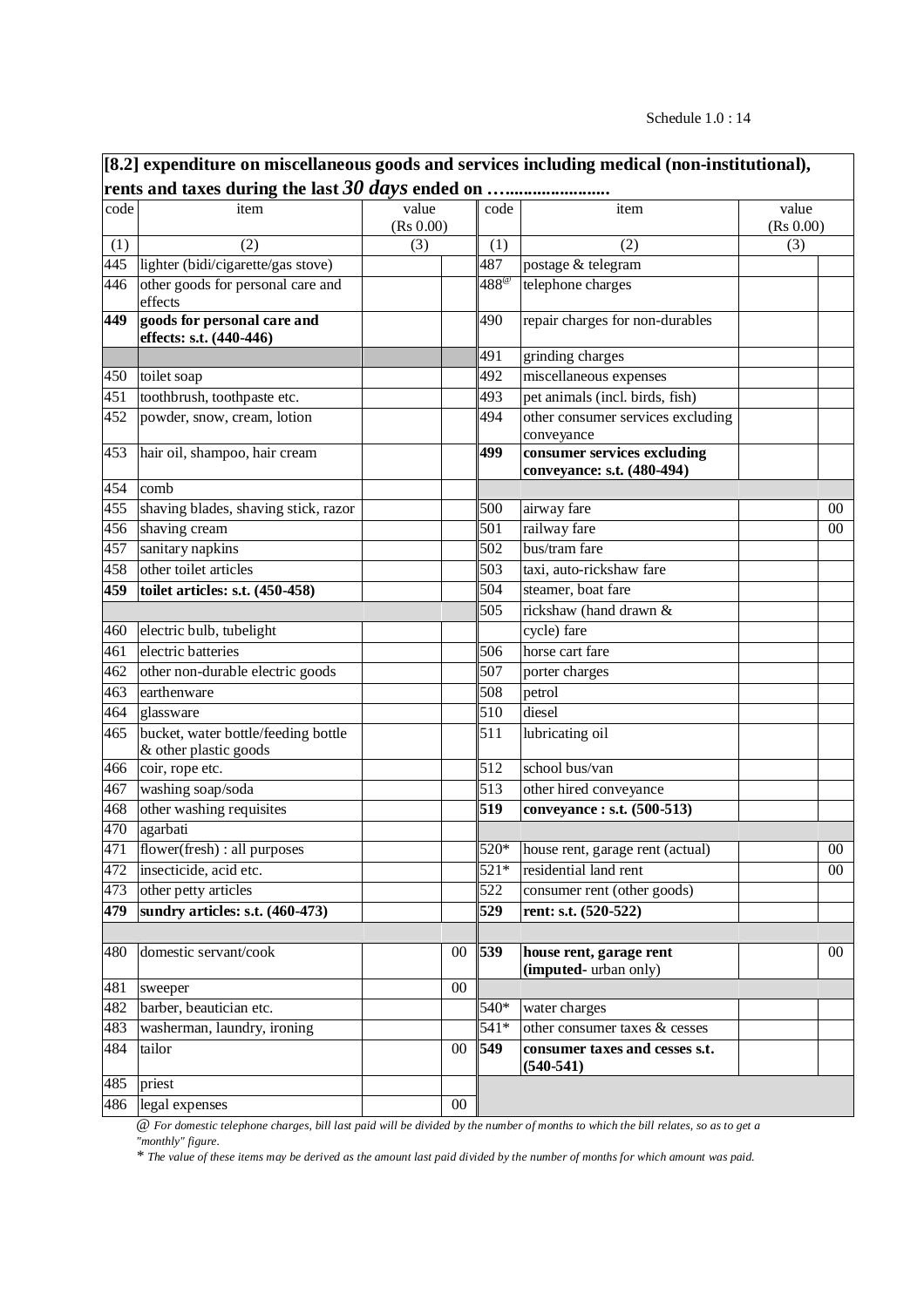**[8.2] expenditure on miscellaneous goods and services including medical (non-institutional), rents and taxes during the last *30 days* ended on …......................**

| code | item | value (Rs 0.00) | | code | item | value (Rs 0.00) | |
|---|---|---|---|---|---|---|---|
| (1) | (2) | (3) | | (1) | (2) | (3) | |
| 445 | lighter (bidi/cigarette/gas stove) | | | 487 | postage & telegram | | |
| 446 | other goods for personal care and effects | | | 488[@] | telephone charges | | |
| **449** | **goods for personal care and effects: s.t. (440-446)** | | | 490 | repair charges for non-durables | | |
| | | | | 491 | grinding charges | | |
| 450 | toilet soap | | | 492 | miscellaneous expenses | | |
| 451 | toothbrush, toothpaste etc. | | | 493 | pet animals (incl. birds, fish) | | |
| 452 | powder, snow, cream, lotion | | | 494 | other consumer services excluding conveyance | | |
| 453 | hair oil, shampoo, hair cream | | | **499** | **consumer services excluding conveyance: s.t. (480-494)** | | |
| 454 | comb | | | | | | |
| 455 | shaving blades, shaving stick, razor | | | 500 | airway fare | | 00 |
| 456 | shaving cream | | | 501 | railway fare | | 00 |
| 457 | sanitary napkins | | | 502 | bus/tram fare | | |
| 458 | other toilet articles | | | 503 | taxi, auto-rickshaw fare | | |
| **459** | **toilet articles: s.t. (450-458)** | | | 504 | steamer, boat fare | | |
| | | | | 505 | rickshaw (hand drawn & cycle) fare | | |
| 460 | electric bulb, tubelight | | | | | | |
| 461 | electric batteries | | | 506 | horse cart fare | | |
| 462 | other non-durable electric goods | | | 507 | porter charges | | |
| 463 | earthenware | | | 508 | petrol | | |
| 464 | glassware | | | 510 | diesel | | |
| 465 | bucket, water bottle/feeding bottle & other plastic goods | | | 511 | lubricating oil | | |
| 466 | coir, rope etc. | | | 512 | school bus/van | | |
| 467 | washing soap/soda | | | 513 | other hired conveyance | | |
| 468 | other washing requisites | | | **519** | **conveyance : s.t. (500-513)** | | |
| 470 | agarbati | | | | | | |
| 471 | flower(fresh) : all purposes | | | 520* | house rent, garage rent (actual) | | 00 |
| 472 | insecticide, acid etc. | | | 521* | residential land rent | | 00 |
| 473 | other petty articles | | | 522 | consumer rent (other goods) | | |
| **479** | **sundry articles: s.t. (460-473)** | | | **529** | **rent: s.t. (520-522)** | | |
| | | | | | | | |
| 480 | domestic servant/cook | | 00 | **539** | **house rent, garage rent (imputed**- urban only) | | 00 |
| 481 | sweeper | | 00 | | | | |
| 482 | barber, beautician etc. | | | 540* | water charges | | |
| 483 | washerman, laundry, ironing | | | 541* | other consumer taxes & cesses | | |
| 484 | tailor | | 00 | **549** | **consumer taxes and cesses s.t. (540-541)** | | |
| 485 | priest | | | | | | |
| 486 | legal expenses | | 00 | | | | |

*@ For domestic telephone charges, bill last paid will be divided by the number of months to which the bill relates, so as to get a "monthly" figure.*

*\* The value of these items may be derived as the amount last paid divided by the number of months for which amount was paid.*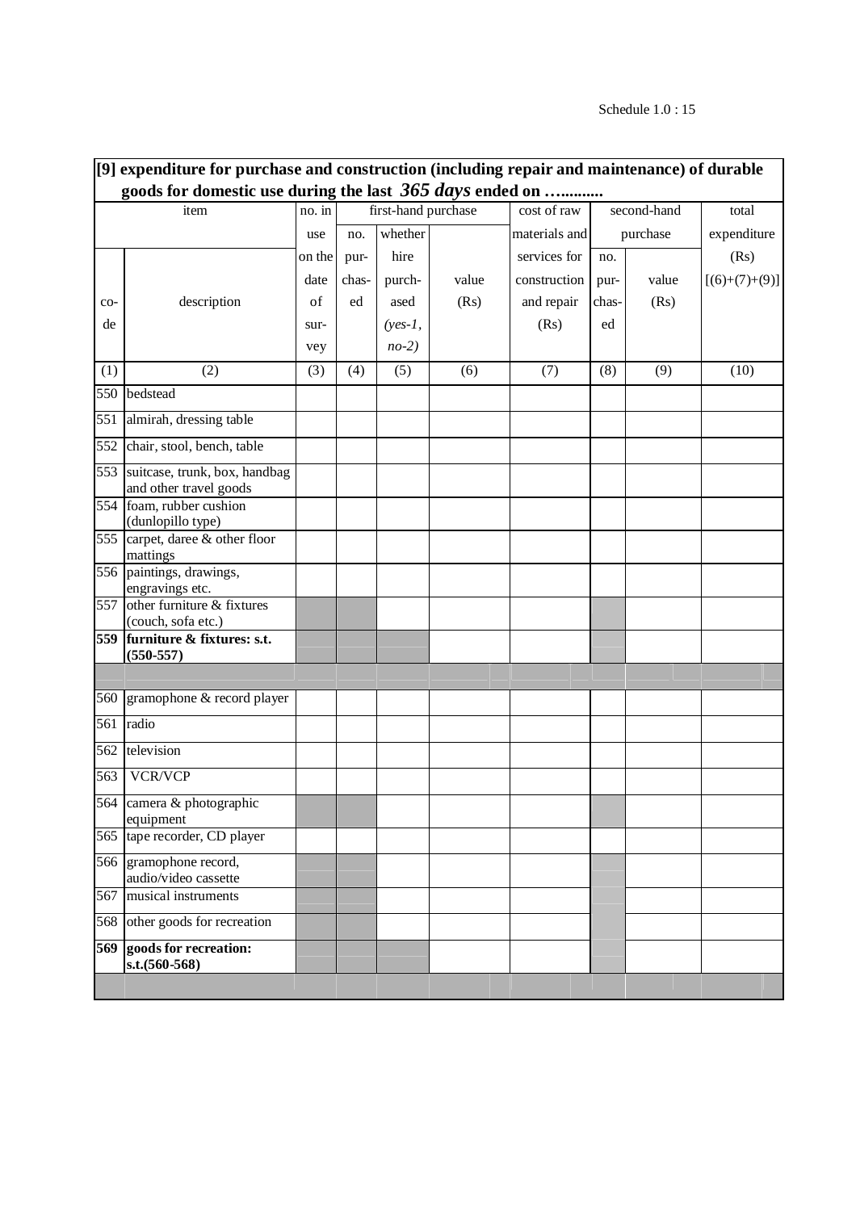**[9] expenditure for purchase and construction (including repair and maintenance) of durable goods for domestic use during the last *365 days* ended on …..........**

| item | | no. in use on the date of survey | first-hand purchase | | | cost of raw materials and services for construction and repair (Rs) | second-hand purchase | | total expenditure (Rs) [(6)+(7)+(9)] |
|---|---|---|---|---|---|---|---|---|---|
| code | description | | no. purchased | whether hire purchased (*yes-1, no-2*) | value (Rs) | | no. purchased | value (Rs) | |
| (1) | (2) | (3) | (4) | (5) | (6) | (7) | (8) | (9) | (10) |
| 550 | bedstead | | | | | | | | |
| 551 | almirah, dressing table | | | | | | | | |
| 552 | chair, stool, bench, table | | | | | | | | |
| 553 | suitcase, trunk, box, handbag and other travel goods | | | | | | | | |
| 554 | foam, rubber cushion (dunlopillo type) | | | | | | | | |
| 555 | carpet, daree & other floor mattings | | | | | | | | |
| 556 | paintings, drawings, engravings etc. | | | | | | | | |
| 557 | other furniture & fixtures (couch, sofa etc.) | | | | | | | | |
| **559** | **furniture & fixtures: s.t. (550-557)** | | | | | | | | |
| | | | | | | | | | |
| 560 | gramophone & record player | | | | | | | | |
| 561 | radio | | | | | | | | |
| 562 | television | | | | | | | | |
| 563 | VCR/VCP | | | | | | | | |
| 564 | camera & photographic equipment | | | | | | | | |
| 565 | tape recorder, CD player | | | | | | | | |
| 566 | gramophone record, audio/video cassette | | | | | | | | |
| 567 | musical instruments | | | | | | | | |
| 568 | other goods for recreation | | | | | | | | |
| **569** | **goods for recreation: s.t.(560-568)** | | | | | | | | |
| | | | | | | | | | |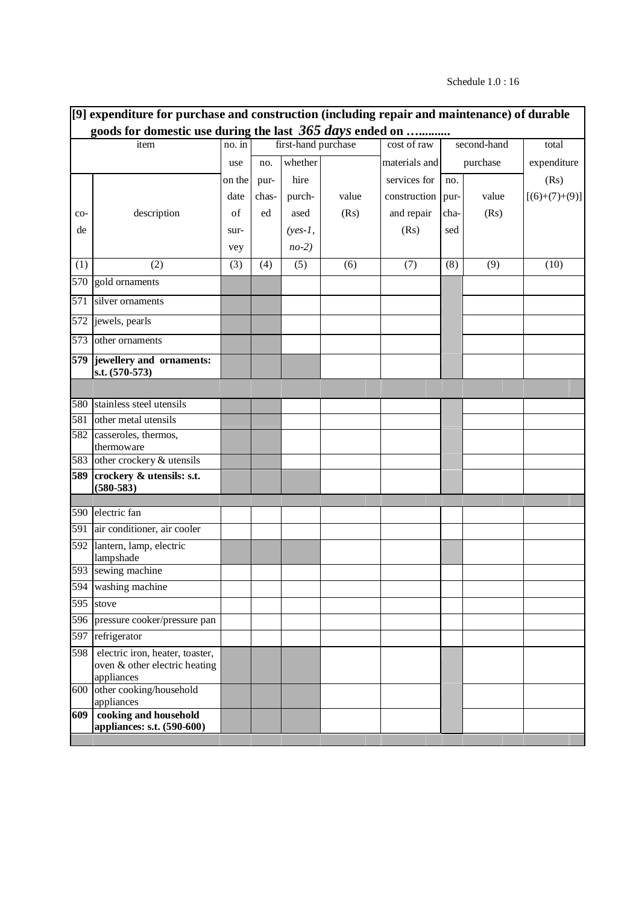Schedule 1.0 : 16

**[9] expenditure for purchase and construction (including repair and maintenance) of durable goods for domestic use during the last *365 days* ended on ………...**

| item | | no. in use on the date of survey | first-hand purchase | | | cost of raw materials and services for construction and repair (Rs) | second-hand purchase | | total expenditure (Rs) [(6)+(7)+(9)] |
|---|---|---|---|---|---|---|---|---|---|
| code | description | | no. purchased | whether hire purchased (*yes-1, no-2)* | value (Rs) | | no. purchased | value (Rs) | |
| (1) | (2) | (3) | (4) | (5) | (6) | (7) | (8) | (9) | (10) |
| 570 | gold ornaments | | | | | | | | |
| 571 | silver ornaments | | | | | | | | |
| 572 | jewels, pearls | | | | | | | | |
| 573 | other ornaments | | | | | | | | |
| **579** | **jewellery and ornaments: s.t. (570-573)** | | | | | | | | |
| | | | | | | | | | |
| 580 | stainless steel utensils | | | | | | | | |
| 581 | other metal utensils | | | | | | | | |
| 582 | casseroles, thermos, thermoware | | | | | | | | |
| 583 | other crockery & utensils | | | | | | | | |
| **589** | **crockery & utensils: s.t. (580-583)** | | | | | | | | |
| | | | | | | | | | |
| 590 | electric fan | | | | | | | | |
| 591 | air conditioner, air cooler | | | | | | | | |
| 592 | lantern, lamp, electric lampshade | | | | | | | | |
| 593 | sewing machine | | | | | | | | |
| 594 | washing machine | | | | | | | | |
| 595 | stove | | | | | | | | |
| 596 | pressure cooker/pressure pan | | | | | | | | |
| 597 | refrigerator | | | | | | | | |
| 598 | electric iron, heater, toaster, oven & other electric heating appliances | | | | | | | | |
| 600 | other cooking/household appliances | | | | | | | | |
| **609** | **cooking and household appliances: s.t. (590-600)** | | | | | | | | |
| | | | | | | | | | |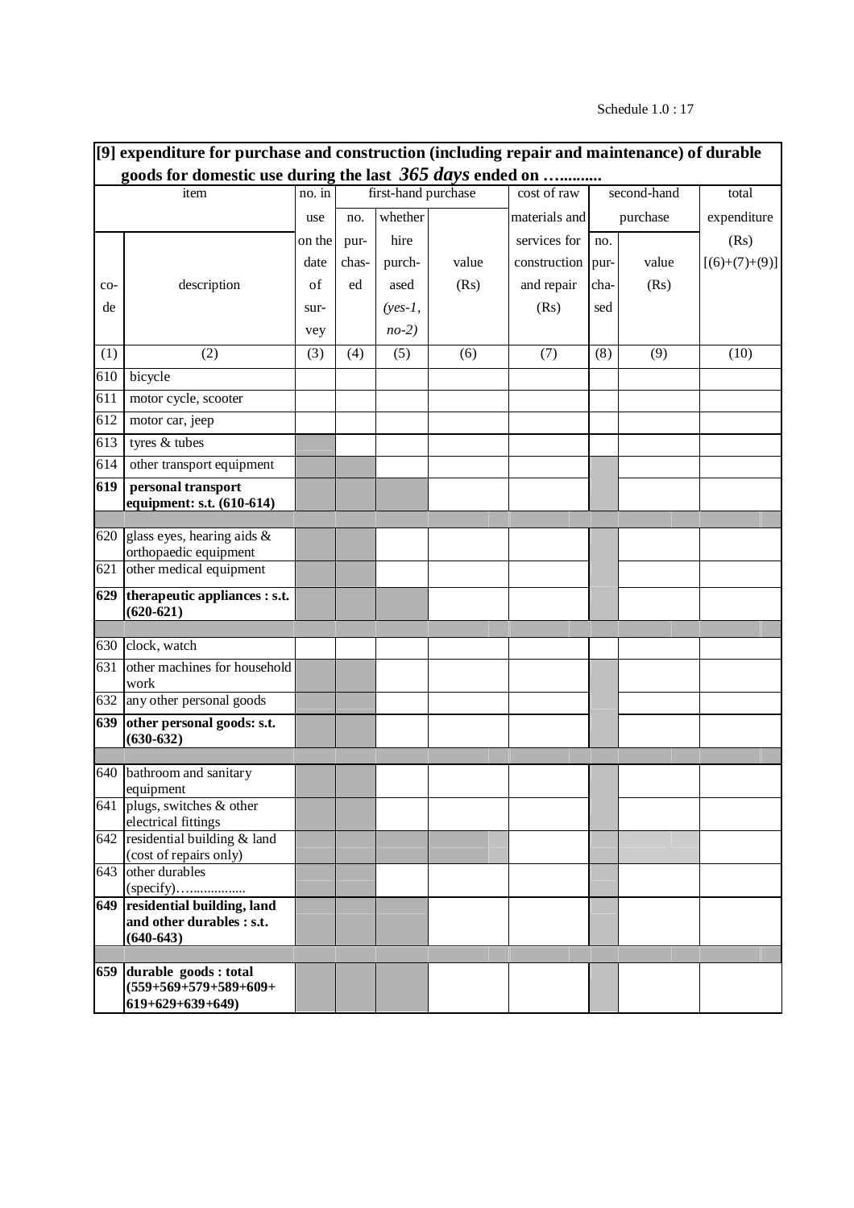**[9] expenditure for purchase and construction (including repair and maintenance) of durable goods for domestic use during the last *365 days* ended on …..........**

| item | | no. in use on the date of survey | first-hand purchase | | | cost of raw materials and services for construction and repair (Rs) | second-hand purchase | | total expenditure (Rs) [(6)+(7)+(9)] |
|---|---|---|---|---|---|---|---|---|---|
| code | description | | no. purchased | whether hire purchased (*yes-1, no-2*) | value (Rs) | | no. purchased | value (Rs) | |
| (1) | (2) | (3) | (4) | (5) | (6) | (7) | (8) | (9) | (10) |
| 610 | bicycle | | | | | | | | |
| 611 | motor cycle, scooter | | | | | | | | |
| 612 | motor car, jeep | | | | | | | | |
| 613 | tyres & tubes | | | | | | | | |
| 614 | other transport equipment | | | | | | | | |
| **619** | **personal transport equipment: s.t. (610-614)** | | | | | | | | |
| 620 | glass eyes, hearing aids & orthopaedic equipment | | | | | | | | |
| 621 | other medical equipment | | | | | | | | |
| **629** | **therapeutic appliances : s.t. (620-621)** | | | | | | | | |
| 630 | clock, watch | | | | | | | | |
| 631 | other machines for household work | | | | | | | | |
| 632 | any other personal goods | | | | | | | | |
| **639** | **other personal goods: s.t. (630-632)** | | | | | | | | |
| 640 | bathroom and sanitary equipment | | | | | | | | |
| 641 | plugs, switches & other electrical fittings | | | | | | | | |
| 642 | residential building & land (cost of repairs only) | | | | | | | | |
| 643 | other durables (specify)….............. | | | | | | | | |
| **649** | **residential building, land and other durables : s.t. (640-643)** | | | | | | | | |
| **659** | **durable goods : total (559+569+579+589+609+ 619+629+639+649)** | | | | | | | | |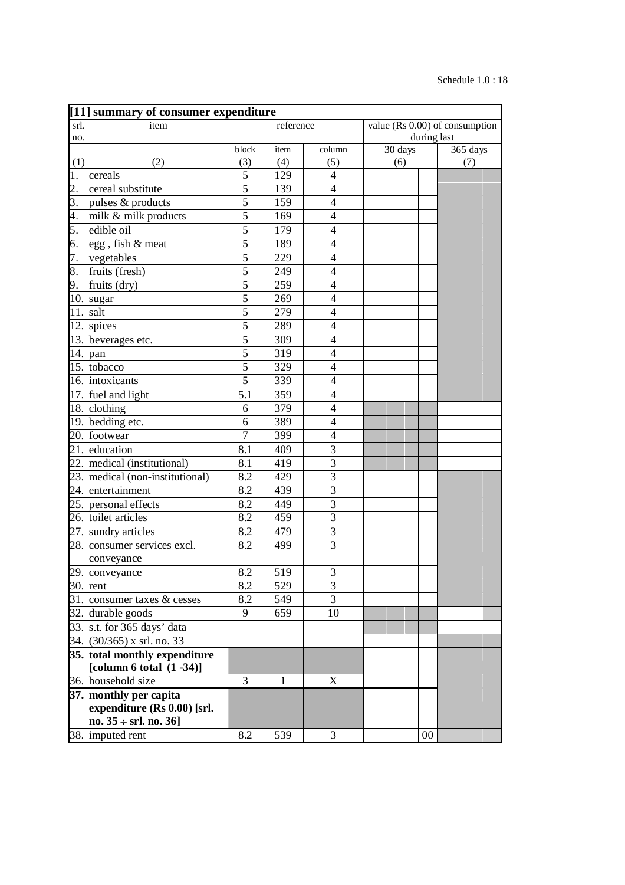## [11] summary of consumer expenditure

| srl. no. | item | reference | | | value (Rs 0.00) of consumption during last | |
|---|---|---|---|---|---|---|
| | | block | item | column | 30 days | 365 days |
| (1) | (2) | (3) | (4) | (5) | (6) | (7) |
| 1. | cereals | 5 | 129 | 4 | | |
| 2. | cereal substitute | 5 | 139 | 4 | | |
| 3. | pulses & products | 5 | 159 | 4 | | |
| 4. | milk & milk products | 5 | 169 | 4 | | |
| 5. | edible oil | 5 | 179 | 4 | | |
| 6. | egg , fish & meat | 5 | 189 | 4 | | |
| 7. | vegetables | 5 | 229 | 4 | | |
| 8. | fruits (fresh) | 5 | 249 | 4 | | |
| 9. | fruits (dry) | 5 | 259 | 4 | | |
| 10. | sugar | 5 | 269 | 4 | | |
| 11. | salt | 5 | 279 | 4 | | |
| 12. | spices | 5 | 289 | 4 | | |
| 13. | beverages etc. | 5 | 309 | 4 | | |
| 14. | pan | 5 | 319 | 4 | | |
| 15. | tobacco | 5 | 329 | 4 | | |
| 16. | intoxicants | 5 | 339 | 4 | | |
| 17. | fuel and light | 5.1 | 359 | 4 | | |
| 18. | clothing | 6 | 379 | 4 | | |
| 19. | bedding etc. | 6 | 389 | 4 | | |
| 20. | footwear | 7 | 399 | 4 | | |
| 21. | education | 8.1 | 409 | 3 | | |
| 22. | medical (institutional) | 8.1 | 419 | 3 | | |
| 23. | medical (non-institutional) | 8.2 | 429 | 3 | | |
| 24. | entertainment | 8.2 | 439 | 3 | | |
| 25. | personal effects | 8.2 | 449 | 3 | | |
| 26. | toilet articles | 8.2 | 459 | 3 | | |
| 27. | sundry articles | 8.2 | 479 | 3 | | |
| 28. | consumer services excl. conveyance | 8.2 | 499 | 3 | | |
| 29. | conveyance | 8.2 | 519 | 3 | | |
| 30. | rent | 8.2 | 529 | 3 | | |
| 31. | consumer taxes & cesses | 8.2 | 549 | 3 | | |
| 32. | durable goods | 9 | 659 | 10 | | |
| 33. | s.t. for 365 days' data | | | | | |
| 34. | (30/365) x srl. no. 33 | | | | | |
| **35.** | **total monthly expenditure [column 6 total (1 -34)]** | | | | | |
| 36. | household size | 3 | 1 | X | | |
| **37.** | **monthly per capita expenditure (Rs 0.00) [srl. no. 35 ÷ srl. no. 36]** | | | | | |
| 38. | imputed rent | 8.2 | 539 | 3 | 00 | |